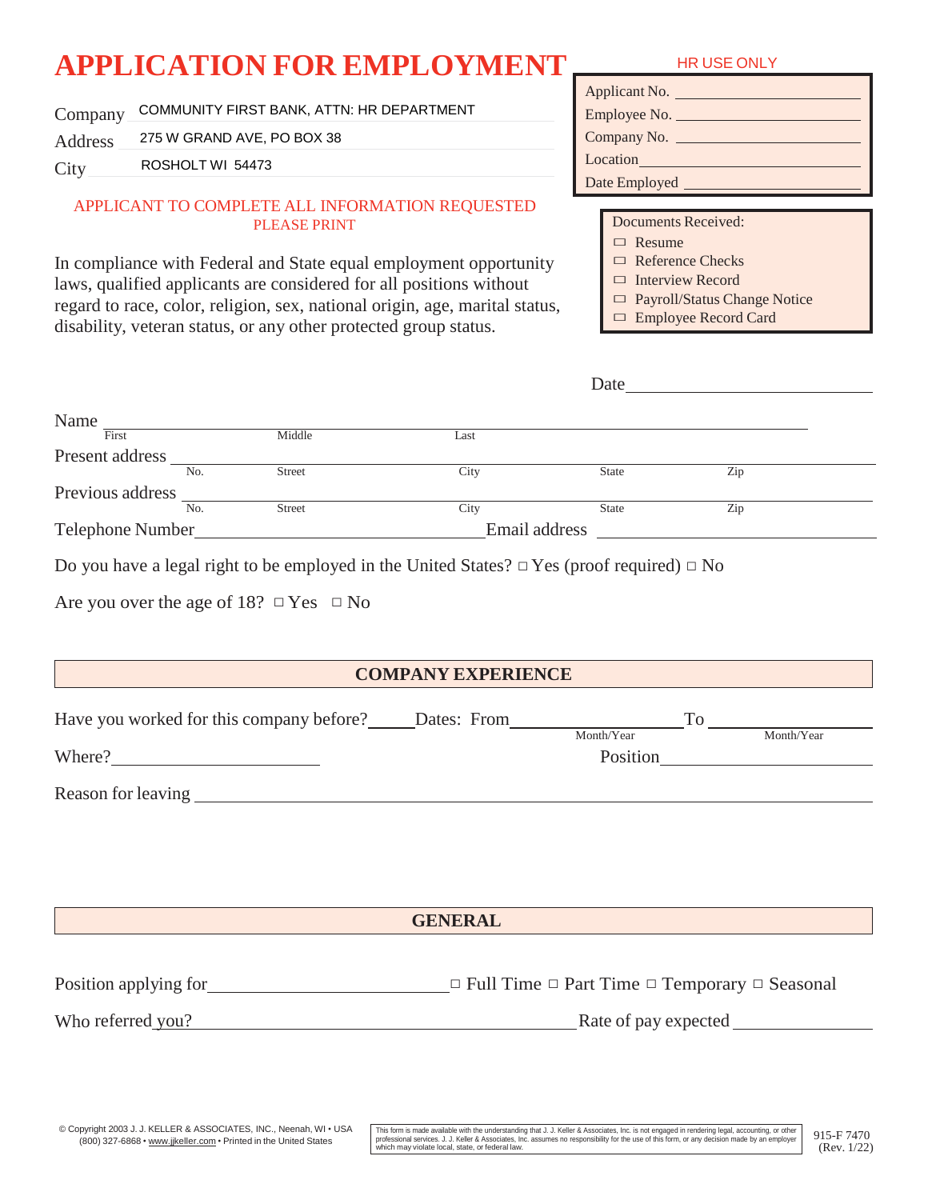# APPLICATION FOR EMPLOYMENT

Company COMMUNITY FIRST BANK, ATTN: HR DEPARTMENT

Address 275 W GRAND AVE, PO BOX 38

City ROSHOLT WI 54473

**HR USE ONLY**

Applicant No. ____________________

Employee No. ____________________

Company No. ____________________

Location ____________________

Date Employed ____________________

Documents Received:

- ☐ Resume
- ☐ Reference Checks
- ☐ Interview Record
- ☐ Payroll/Status Change Notice
- ☐ Employee Record Card

APPLICANT TO COMPLETE ALL INFORMATION REQUESTED
PLEASE PRINT

In compliance with Federal and State equal employment opportunity laws, qualified applicants are considered for all positions without regard to race, color, religion, sex, national origin, age, marital status, disability, veteran status, or any other protected group status.

Date ____________________

Name ____________________
First Middle Last

Present address ____________________
No. Street City State Zip

Previous address ____________________
No. Street City State Zip

Telephone Number ____________________ Email address ____________________

Do you have a legal right to be employed in the United States? ☐ Yes (proof required) ☐ No

Are you over the age of 18? ☐ Yes ☐ No

## COMPANY EXPERIENCE

Have you worked for this company before? _____ Dates: From ____________ To ____________
Month/Year Month/Year

Where? ____________________ Position ____________________

Reason for leaving ____________________

## GENERAL

Position applying for ____________________ ☐ Full Time ☐ Part Time ☐ Temporary ☐ Seasonal

Who referred you? ____________________ Rate of pay expected ____________________

© Copyright 2003 J. J. KELLER & ASSOCIATES, INC., Neenah, WI • USA
(800) 327-6868 • www.jjkeller.com • Printed in the United States

This form is made available with the understanding that J. J. Keller & Associates, Inc. is not engaged in rendering legal, accounting, or other professional services. J. J. Keller & Associates, Inc. assumes no responsibility for the use of this form, or any decision made by an employer which may violate local, state, or federal law.

915-F 7470
(Rev. 1/22)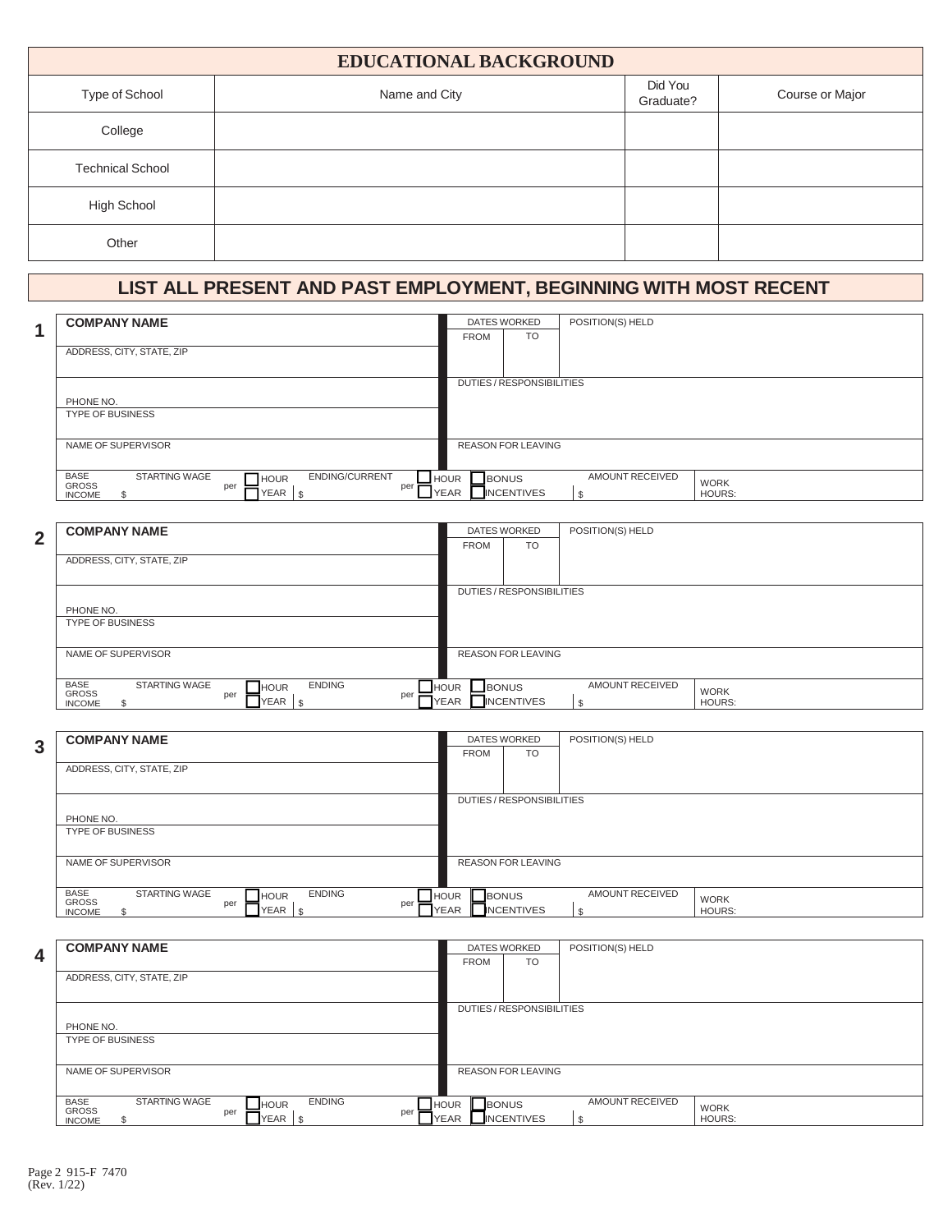## EDUCATIONAL BACKGROUND

| Type of School | Name and City | Did You Graduate? | Course or Major |
|---|---|---|---|
| College | | | |
| Technical School | | | |
| High School | | | |
| Other | | | |

## LIST ALL PRESENT AND PAST EMPLOYMENT, BEGINNING WITH MOST RECENT

**1**

| COMPANY NAME | DATES WORKED FROM | TO | POSITION(S) HELD |
|---|---|---|---|
| ADDRESS, CITY, STATE, ZIP | | | |
| PHONE NO. | DUTIES / RESPONSIBILITIES | | |
| TYPE OF BUSINESS | | | |
| NAME OF SUPERVISOR | REASON FOR LEAVING | | |

BASE GROSS INCOME STARTING WAGE $ per ☐ HOUR ☐ YEAR | ENDING/CURRENT $ per ☐ HOUR ☐ YEAR | ☐ BONUS ☐ INCENTIVES | AMOUNT RECEIVED $ | WORK HOURS:

**2**

| COMPANY NAME | DATES WORKED FROM | TO | POSITION(S) HELD |
|---|---|---|---|
| ADDRESS, CITY, STATE, ZIP | | | |
| PHONE NO. | DUTIES / RESPONSIBILITIES | | |
| TYPE OF BUSINESS | | | |
| NAME OF SUPERVISOR | REASON FOR LEAVING | | |

BASE GROSS INCOME STARTING WAGE $ per ☐ HOUR ☐ YEAR | ENDING $ per ☐ HOUR ☐ YEAR | ☐ BONUS ☐ INCENTIVES | AMOUNT RECEIVED $ | WORK HOURS:

**3**

| COMPANY NAME | DATES WORKED FROM | TO | POSITION(S) HELD |
|---|---|---|---|
| ADDRESS, CITY, STATE, ZIP | | | |
| PHONE NO. | DUTIES / RESPONSIBILITIES | | |
| TYPE OF BUSINESS | | | |
| NAME OF SUPERVISOR | REASON FOR LEAVING | | |

BASE GROSS INCOME STARTING WAGE $ per ☐ HOUR ☐ YEAR | ENDING $ per ☐ HOUR ☐ YEAR | ☐ BONUS ☐ INCENTIVES | AMOUNT RECEIVED $ | WORK HOURS:

**4**

| COMPANY NAME | DATES WORKED FROM | TO | POSITION(S) HELD |
|---|---|---|---|
| ADDRESS, CITY, STATE, ZIP | | | |
| PHONE NO. | DUTIES / RESPONSIBILITIES | | |
| TYPE OF BUSINESS | | | |
| NAME OF SUPERVISOR | REASON FOR LEAVING | | |

BASE GROSS INCOME STARTING WAGE $ per ☐ HOUR ☐ YEAR | ENDING $ per ☐ HOUR ☐ YEAR | ☐ BONUS ☐ INCENTIVES | AMOUNT RECEIVED $ | WORK HOURS:

915-F 7470 (Rev. 1/22)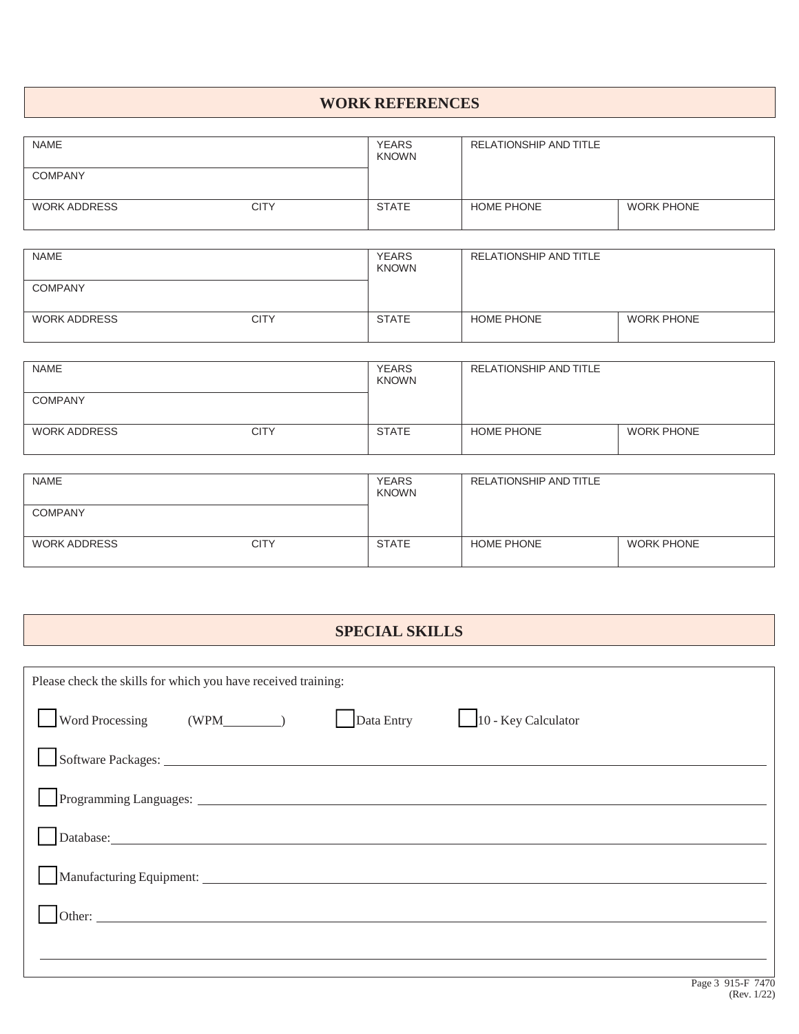## WORK REFERENCES

| NAME | | YEARS KNOWN | RELATIONSHIP AND TITLE | |
|---|---|---|---|---|
| COMPANY | | | | |
| WORK ADDRESS | CITY | STATE | HOME PHONE | WORK PHONE |

| NAME | | YEARS KNOWN | RELATIONSHIP AND TITLE | |
|---|---|---|---|---|
| COMPANY | | | | |
| WORK ADDRESS | CITY | STATE | HOME PHONE | WORK PHONE |

| NAME | | YEARS KNOWN | RELATIONSHIP AND TITLE | |
|---|---|---|---|---|
| COMPANY | | | | |
| WORK ADDRESS | CITY | STATE | HOME PHONE | WORK PHONE |

| NAME | | YEARS KNOWN | RELATIONSHIP AND TITLE | |
|---|---|---|---|---|
| COMPANY | | | | |
| WORK ADDRESS | CITY | STATE | HOME PHONE | WORK PHONE |

## SPECIAL SKILLS

Please check the skills for which you have received training:

☐ Word Processing (WPM________) ☐ Data Entry ☐ 10 - Key Calculator

☐ Software Packages: ____________________

☐ Programming Languages: ____________________

☐ Database: ____________________

☐ Manufacturing Equipment: ____________________

☐ Other: ____________________

____________________

915-F 7470 (Rev. 1/22)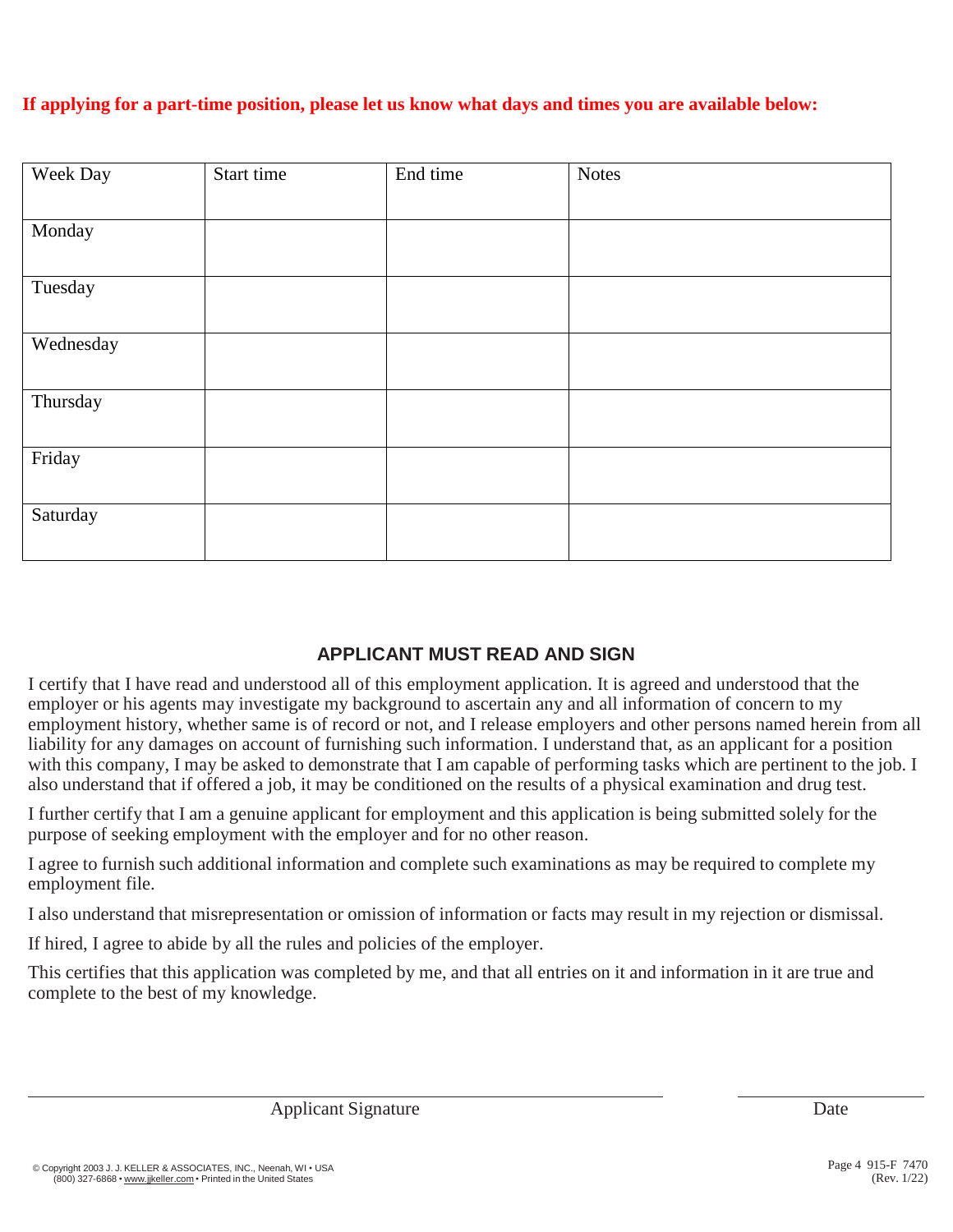**If applying for a part-time position, please let us know what days and times you are available below:**

| Week Day | Start time | End time | Notes |
|---|---|---|---|
| Monday | | | |
| Tuesday | | | |
| Wednesday | | | |
| Thursday | | | |
| Friday | | | |
| Saturday | | | |

## APPLICANT MUST READ AND SIGN

I certify that I have read and understood all of this employment application. It is agreed and understood that the employer or his agents may investigate my background to ascertain any and all information of concern to my employment history, whether same is of record or not, and I release employers and other persons named herein from all liability for any damages on account of furnishing such information. I understand that, as an applicant for a position with this company, I may be asked to demonstrate that I am capable of performing tasks which are pertinent to the job. I also understand that if offered a job, it may be conditioned on the results of a physical examination and drug test.

I further certify that I am a genuine applicant for employment and this application is being submitted solely for the purpose of seeking employment with the employer and for no other reason.

I agree to furnish such additional information and complete such examinations as may be required to complete my employment file.

I also understand that misrepresentation or omission of information or facts may result in my rejection or dismissal.

If hired, I agree to abide by all the rules and policies of the employer.

This certifies that this application was completed by me, and that all entries on it and information in it are true and complete to the best of my knowledge.

\_\_\_\_\_\_\_\_\_\_\_\_\_\_\_\_\_\_\_\_\_\_\_\_\_\_\_\_\_\_\_\_\_\_\_\_\_\_\_\_ \_\_\_\_\_\_\_\_\_\_\_\_\_\_\_\_

Applicant Signature Date

© Copyright 2003 J. J. KELLER & ASSOCIATES, INC., Neenah, WI • USA
(800) 327-6868 • www.jjkeller.com • Printed in the United States

915-F 7470
(Rev. 1/22)